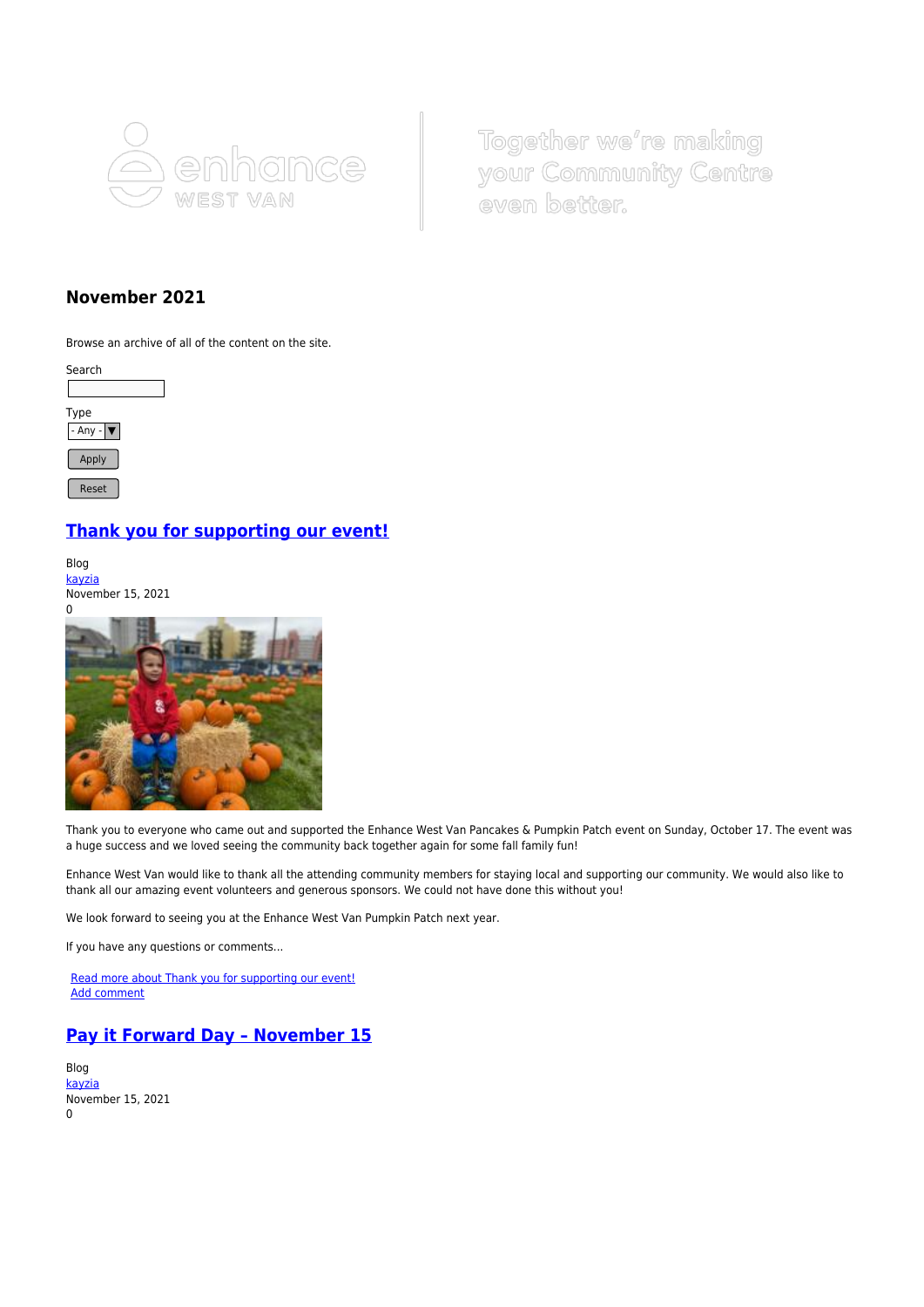enhance WEST VAN

Together we're making your Community Centre even better.

# November 2021

Browse an archive of all of the content on the site.

Search

Type

- Any -

Apply

Reset

## Thank you for supporting our event!

Blog
kayzia
November 15, 2021
0

Thank you to everyone who came out and supported the Enhance West Van Pancakes & Pumpkin Patch event on Sunday, October 17. The event was a huge success and we loved seeing the community back together again for some fall family fun!

Enhance West Van would like to thank all the attending community members for staying local and supporting our community. We would also like to thank all our amazing event volunteers and generous sponsors. We could not have done this without you!

We look forward to seeing you at the Enhance West Van Pumpkin Patch next year.

If you have any questions or comments...

Read more about Thank you for supporting our event!
Add comment

## Pay it Forward Day – November 15

Blog
kayzia
November 15, 2021
0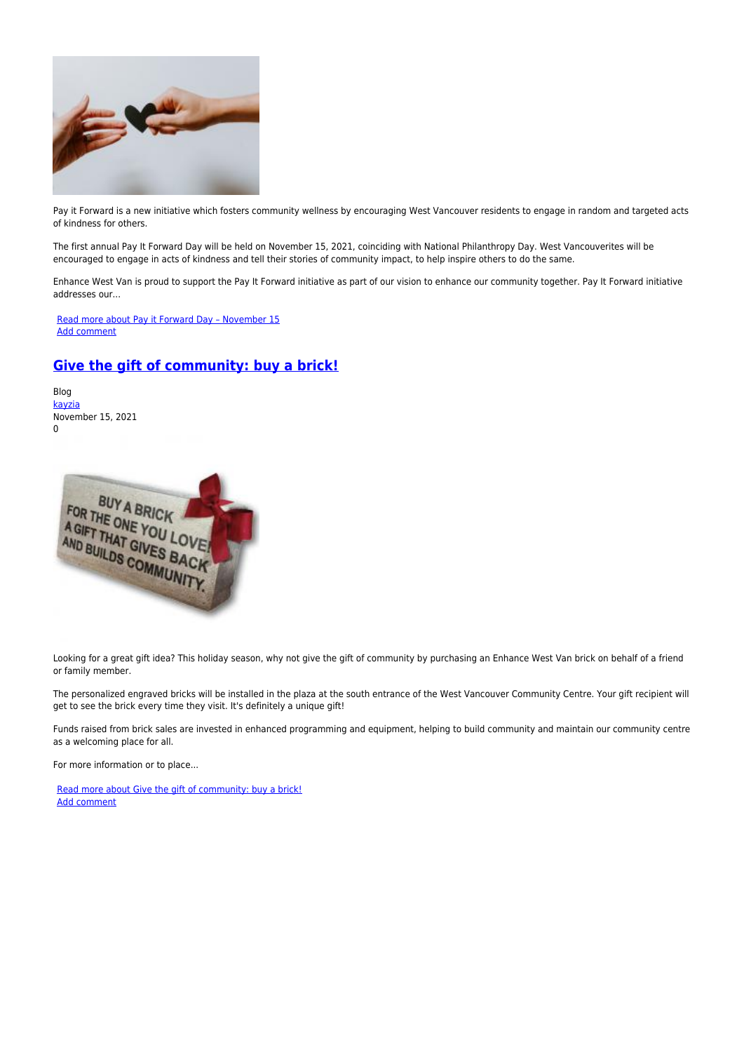Pay it Forward is a new initiative which fosters community wellness by encouraging West Vancouver residents to engage in random and targeted acts of kindness for others.

The first annual Pay It Forward Day will be held on November 15, 2021, coinciding with National Philanthropy Day. West Vancouverites will be encouraged to engage in acts of kindness and tell their stories of community impact, to help inspire others to do the same.

Enhance West Van is proud to support the Pay It Forward initiative as part of our vision to enhance our community together. Pay It Forward initiative addresses our...

[Read more about Pay it Forward Day – November 15](#)
[Add comment](#)

## [Give the gift of community: buy a brick!](#)

Blog
[kayzia](#)
November 15, 2021
0

Looking for a great gift idea? This holiday season, why not give the gift of community by purchasing an Enhance West Van brick on behalf of a friend or family member.

The personalized engraved bricks will be installed in the plaza at the south entrance of the West Vancouver Community Centre. Your gift recipient will get to see the brick every time they visit. It's definitely a unique gift!

Funds raised from brick sales are invested in enhanced programming and equipment, helping to build community and maintain our community centre as a welcoming place for all.

For more information or to place...

[Read more about Give the gift of community: buy a brick!](#)
[Add comment](#)